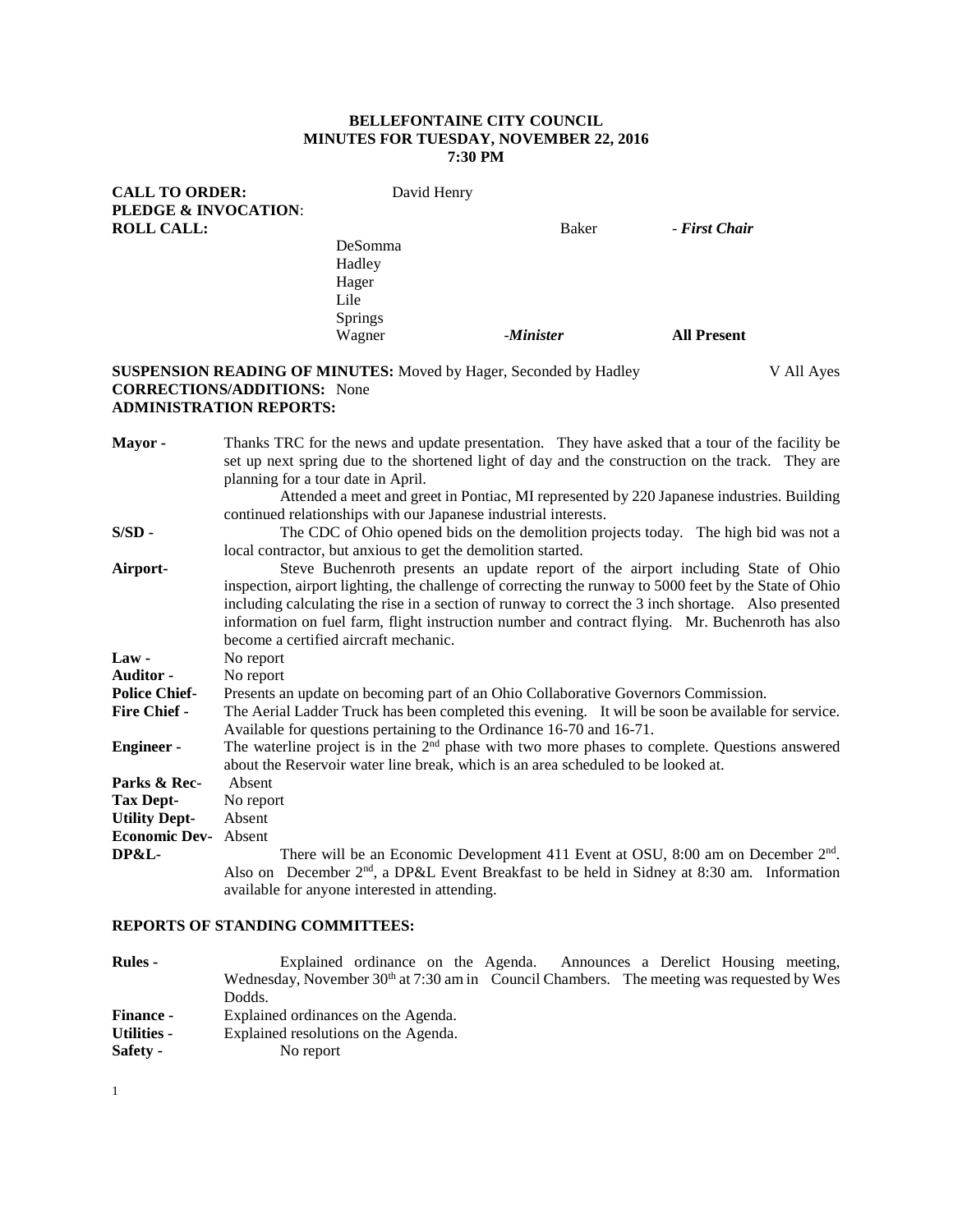**BELLEFONTAINE CITY COUNCIL**
**MINUTES FOR TUESDAY, NOVEMBER 22, 2016**
**7:30 PM**

**CALL TO ORDER:** David Henry
**PLEDGE & INVOCATION**:
**ROLL CALL:** Baker - ***First Chair***
DeSomma
Hadley
Hager
Lile
Springs
Wagner -***Minister*** **All Present**

**SUSPENSION READING OF MINUTES:** Moved by Hager, Seconded by Hadley V All Ayes
**CORRECTIONS/ADDITIONS:** None
**ADMINISTRATION REPORTS:**

**Mayor -** Thanks TRC for the news and update presentation. They have asked that a tour of the facility be set up next spring due to the shortened light of day and the construction on the track. They are planning for a tour date in April.

Attended a meet and greet in Pontiac, MI represented by 220 Japanese industries. Building continued relationships with our Japanese industrial interests.

**S/SD -** The CDC of Ohio opened bids on the demolition projects today. The high bid was not a local contractor, but anxious to get the demolition started.

**Airport-** Steve Buchenroth presents an update report of the airport including State of Ohio inspection, airport lighting, the challenge of correcting the runway to 5000 feet by the State of Ohio including calculating the rise in a section of runway to correct the 3 inch shortage. Also presented information on fuel farm, flight instruction number and contract flying. Mr. Buchenroth has also become a certified aircraft mechanic.

**Law -** No report

**Auditor -** No report

**Police Chief-** Presents an update on becoming part of an Ohio Collaborative Governors Commission.

**Fire Chief -** The Aerial Ladder Truck has been completed this evening. It will be soon be available for service. Available for questions pertaining to the Ordinance 16-70 and 16-71.

**Engineer -** The waterline project is in the 2nd phase with two more phases to complete. Questions answered about the Reservoir water line break, which is an area scheduled to be looked at.

**Parks & Rec-** Absent

**Tax Dept-** No report

**Utility Dept-** Absent

**Economic Dev-** Absent

**DP&L-** There will be an Economic Development 411 Event at OSU, 8:00 am on December 2nd. Also on December 2nd, a DP&L Event Breakfast to be held in Sidney at 8:30 am. Information available for anyone interested in attending.

**REPORTS OF STANDING COMMITTEES:**

**Rules -** Explained ordinance on the Agenda. Announces a Derelict Housing meeting, Wednesday, November 30th at 7:30 am in Council Chambers. The meeting was requested by Wes Dodds.

**Finance -** Explained ordinances on the Agenda.

**Utilities -** Explained resolutions on the Agenda.

**Safety -** No report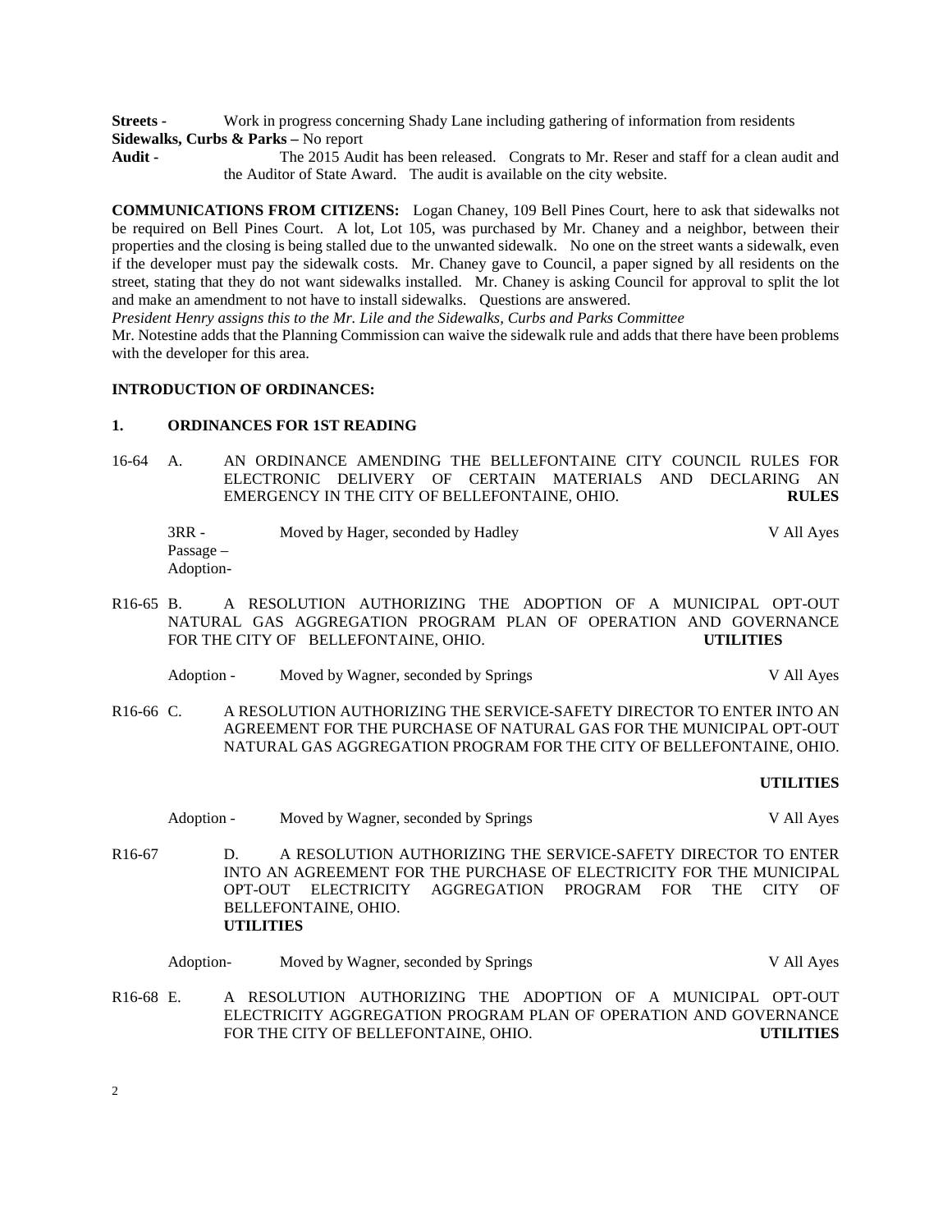**Streets -** Work in progress concerning Shady Lane including gathering of information from residents
**Sidewalks, Curbs & Parks –** No report
**Audit -** The 2015 Audit has been released. Congrats to Mr. Reser and staff for a clean audit and the Auditor of State Award. The audit is available on the city website.

**COMMUNICATIONS FROM CITIZENS:** Logan Chaney, 109 Bell Pines Court, here to ask that sidewalks not be required on Bell Pines Court. A lot, Lot 105, was purchased by Mr. Chaney and a neighbor, between their properties and the closing is being stalled due to the unwanted sidewalk. No one on the street wants a sidewalk, even if the developer must pay the sidewalk costs. Mr. Chaney gave to Council, a paper signed by all residents on the street, stating that they do not want sidewalks installed. Mr. Chaney is asking Council for approval to split the lot and make an amendment to not have to install sidewalks. Questions are answered.
*President Henry assigns this to the Mr. Lile and the Sidewalks, Curbs and Parks Committee*
Mr. Notestine adds that the Planning Commission can waive the sidewalk rule and adds that there have been problems with the developer for this area.

**INTRODUCTION OF ORDINANCES:**

**1. ORDINANCES FOR 1ST READING**

16-64 A. AN ORDINANCE AMENDING THE BELLEFONTAINE CITY COUNCIL RULES FOR ELECTRONIC DELIVERY OF CERTAIN MATERIALS AND DECLARING AN EMERGENCY IN THE CITY OF BELLEFONTAINE, OHIO. **RULES**

3RR - Moved by Hager, seconded by Hadley — V All Ayes
Passage –
Adoption-

R16-65 B. A RESOLUTION AUTHORIZING THE ADOPTION OF A MUNICIPAL OPT-OUT NATURAL GAS AGGREGATION PROGRAM PLAN OF OPERATION AND GOVERNANCE FOR THE CITY OF BELLEFONTAINE, OHIO. **UTILITIES**

Adoption - Moved by Wagner, seconded by Springs — V All Ayes

R16-66 C. A RESOLUTION AUTHORIZING THE SERVICE-SAFETY DIRECTOR TO ENTER INTO AN AGREEMENT FOR THE PURCHASE OF NATURAL GAS FOR THE MUNICIPAL OPT-OUT NATURAL GAS AGGREGATION PROGRAM FOR THE CITY OF BELLEFONTAINE, OHIO.

**UTILITIES**

Adoption - Moved by Wagner, seconded by Springs — V All Ayes

R16-67 D. A RESOLUTION AUTHORIZING THE SERVICE-SAFETY DIRECTOR TO ENTER INTO AN AGREEMENT FOR THE PURCHASE OF ELECTRICITY FOR THE MUNICIPAL OPT-OUT ELECTRICITY AGGREGATION PROGRAM FOR THE CITY OF BELLEFONTAINE, OHIO.
**UTILITIES**

Adoption- Moved by Wagner, seconded by Springs — V All Ayes

R16-68 E. A RESOLUTION AUTHORIZING THE ADOPTION OF A MUNICIPAL OPT-OUT ELECTRICITY AGGREGATION PROGRAM PLAN OF OPERATION AND GOVERNANCE FOR THE CITY OF BELLEFONTAINE, OHIO. **UTILITIES**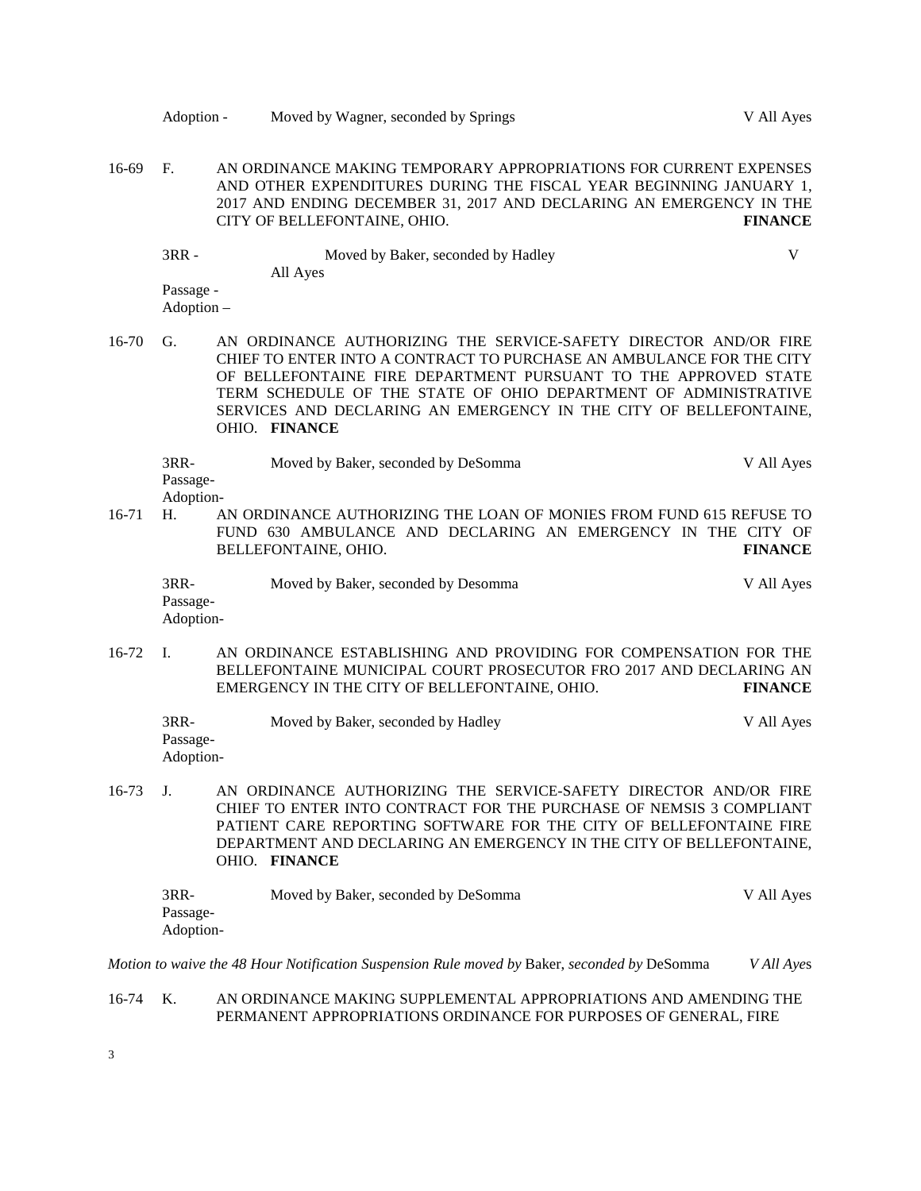Adoption - Moved by Wagner, seconded by Springs V All Ayes

16-69 F. AN ORDINANCE MAKING TEMPORARY APPROPRIATIONS FOR CURRENT EXPENSES AND OTHER EXPENDITURES DURING THE FISCAL YEAR BEGINNING JANUARY 1, 2017 AND ENDING DECEMBER 31, 2017 AND DECLARING AN EMERGENCY IN THE CITY OF BELLEFONTAINE, OHIO. **FINANCE**

3RR - Moved by Baker, seconded by Hadley V All Ayes
Passage -
Adoption –

16-70 G. AN ORDINANCE AUTHORIZING THE SERVICE-SAFETY DIRECTOR AND/OR FIRE CHIEF TO ENTER INTO A CONTRACT TO PURCHASE AN AMBULANCE FOR THE CITY OF BELLEFONTAINE FIRE DEPARTMENT PURSUANT TO THE APPROVED STATE TERM SCHEDULE OF THE STATE OF OHIO DEPARTMENT OF ADMINISTRATIVE SERVICES AND DECLARING AN EMERGENCY IN THE CITY OF BELLEFONTAINE, OHIO. **FINANCE**

3RR- Moved by Baker, seconded by DeSomma V All Ayes
Passage-
Adoption-

16-71 H. AN ORDINANCE AUTHORIZING THE LOAN OF MONIES FROM FUND 615 REFUSE TO FUND 630 AMBULANCE AND DECLARING AN EMERGENCY IN THE CITY OF BELLEFONTAINE, OHIO. **FINANCE**

3RR- Moved by Baker, seconded by Desomma V All Ayes
Passage-
Adoption-

16-72 I. AN ORDINANCE ESTABLISHING AND PROVIDING FOR COMPENSATION FOR THE BELLEFONTAINE MUNICIPAL COURT PROSECUTOR FRO 2017 AND DECLARING AN EMERGENCY IN THE CITY OF BELLEFONTAINE, OHIO. **FINANCE**

3RR- Moved by Baker, seconded by Hadley V All Ayes
Passage-
Adoption-

16-73 J. AN ORDINANCE AUTHORIZING THE SERVICE-SAFETY DIRECTOR AND/OR FIRE CHIEF TO ENTER INTO CONTRACT FOR THE PURCHASE OF NEMSIS 3 COMPLIANT PATIENT CARE REPORTING SOFTWARE FOR THE CITY OF BELLEFONTAINE FIRE DEPARTMENT AND DECLARING AN EMERGENCY IN THE CITY OF BELLEFONTAINE, OHIO. **FINANCE**

3RR- Moved by Baker, seconded by DeSomma V All Ayes
Passage-
Adoption-

*Motion to waive the 48 Hour Notification Suspension Rule moved by* Baker, *seconded by* DeSomma *V All Ayes*

16-74 K. AN ORDINANCE MAKING SUPPLEMENTAL APPROPRIATIONS AND AMENDING THE PERMANENT APPROPRIATIONS ORDINANCE FOR PURPOSES OF GENERAL, FIRE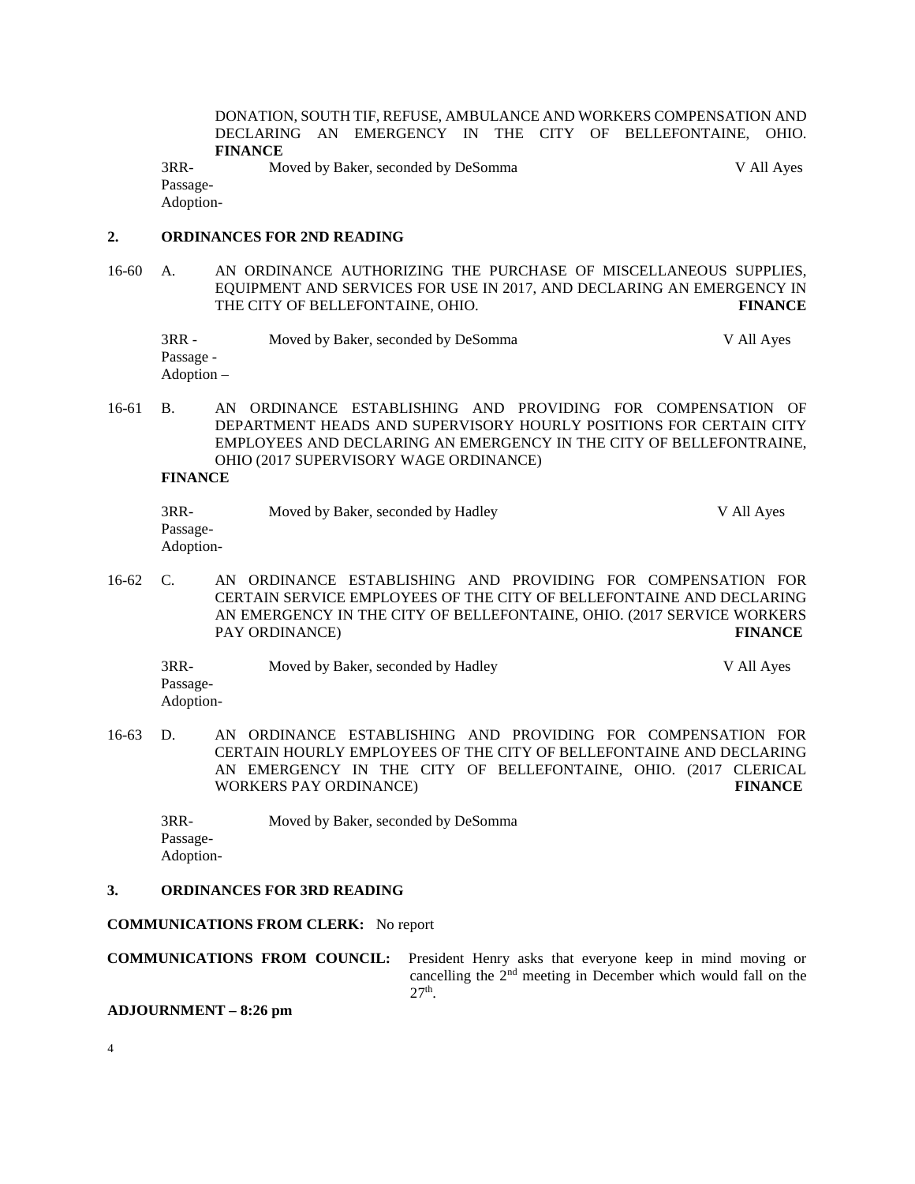DONATION, SOUTH TIF, REFUSE, AMBULANCE AND WORKERS COMPENSATION AND DECLARING AN EMERGENCY IN THE CITY OF BELLEFONTAINE, OHIO. **FINANCE**

3RR- Moved by Baker, seconded by DeSomma V All Ayes
Passage-
Adoption-

**2. ORDINANCES FOR 2ND READING**

16-60 A. AN ORDINANCE AUTHORIZING THE PURCHASE OF MISCELLANEOUS SUPPLIES, EQUIPMENT AND SERVICES FOR USE IN 2017, AND DECLARING AN EMERGENCY IN THE CITY OF BELLEFONTAINE, OHIO. **FINANCE**

3RR - Moved by Baker, seconded by DeSomma V All Ayes
Passage -
Adoption –

16-61 B. AN ORDINANCE ESTABLISHING AND PROVIDING FOR COMPENSATION OF DEPARTMENT HEADS AND SUPERVISORY HOURLY POSITIONS FOR CERTAIN CITY EMPLOYEES AND DECLARING AN EMERGENCY IN THE CITY OF BELLEFONTRAINE, OHIO (2017 SUPERVISORY WAGE ORDINANCE)
**FINANCE**

3RR- Moved by Baker, seconded by Hadley V All Ayes
Passage-
Adoption-

16-62 C. AN ORDINANCE ESTABLISHING AND PROVIDING FOR COMPENSATION FOR CERTAIN SERVICE EMPLOYEES OF THE CITY OF BELLEFONTAINE AND DECLARING AN EMERGENCY IN THE CITY OF BELLEFONTAINE, OHIO. (2017 SERVICE WORKERS PAY ORDINANCE) **FINANCE**

3RR- Moved by Baker, seconded by Hadley V All Ayes
Passage-
Adoption-

16-63 D. AN ORDINANCE ESTABLISHING AND PROVIDING FOR COMPENSATION FOR CERTAIN HOURLY EMPLOYEES OF THE CITY OF BELLEFONTAINE AND DECLARING AN EMERGENCY IN THE CITY OF BELLEFONTAINE, OHIO. (2017 CLERICAL WORKERS PAY ORDINANCE) **FINANCE**

3RR- Moved by Baker, seconded by DeSomma
Passage-
Adoption-

**3. ORDINANCES FOR 3RD READING**

**COMMUNICATIONS FROM CLERK:** No report

**COMMUNICATIONS FROM COUNCIL:** President Henry asks that everyone keep in mind moving or cancelling the 2nd meeting in December which would fall on the 27th.

**ADJOURNMENT – 8:26 pm**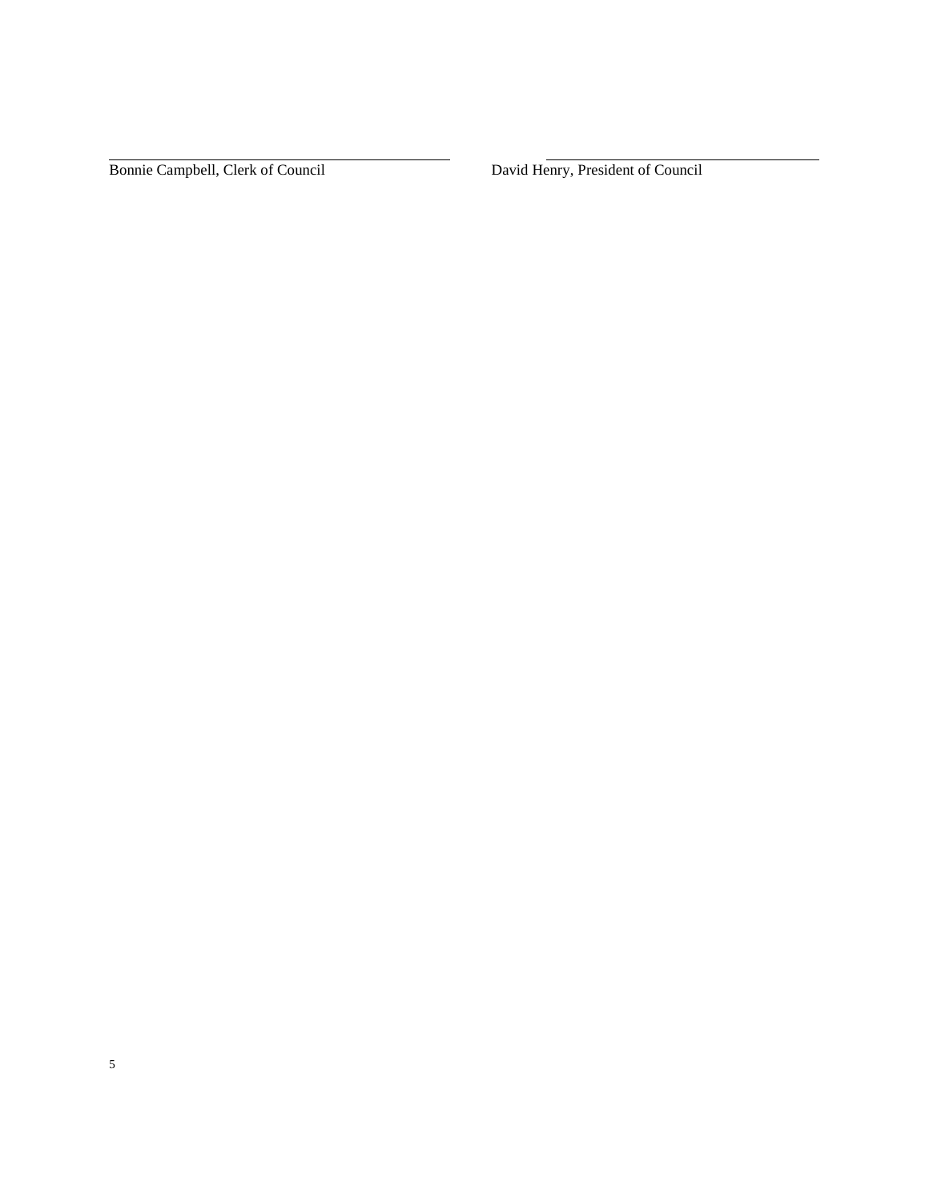\_\_\_\_\_\_\_\_\_\_\_\_\_\_\_\_\_\_\_\_\_\_\_\_\_\_\_\_\_\_\_\_\_\_\_\_\_\_\_\_
Bonnie Campbell, Clerk of Council

\_\_\_\_\_\_\_\_\_\_\_\_\_\_\_\_\_\_\_\_\_\_\_\_\_\_\_\_\_\_\_\_\_\_\_\_\_\_\_\_
David Henry, President of Council